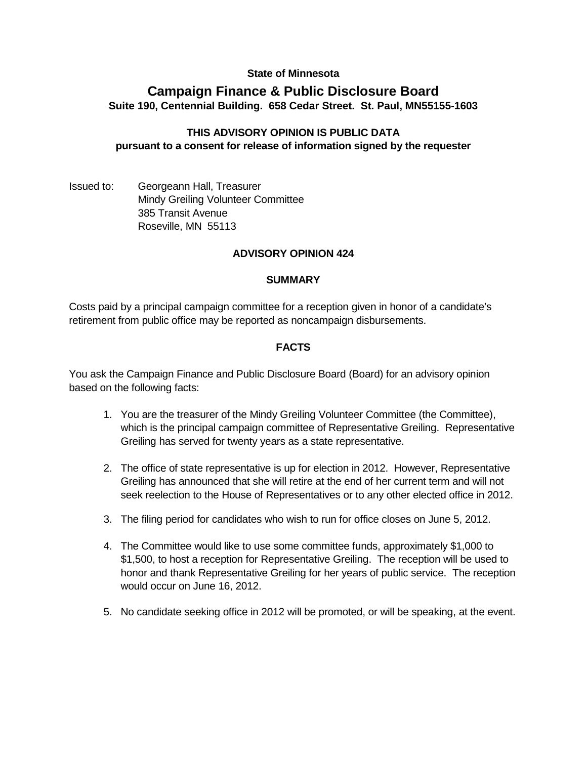**State of Minnesota**

# Campaign Finance & Public Disclosure Board

**Suite 190, Centennial Building. 658 Cedar Street. St. Paul, MN55155-1603**

**THIS ADVISORY OPINION IS PUBLIC DATA**
**pursuant to a consent for release of information signed by the requester**

Issued to: Georgeann Hall, Treasurer
Mindy Greiling Volunteer Committee
385 Transit Avenue
Roseville, MN 55113

## ADVISORY OPINION 424

### SUMMARY

Costs paid by a principal campaign committee for a reception given in honor of a candidate's retirement from public office may be reported as noncampaign disbursements.

### FACTS

You ask the Campaign Finance and Public Disclosure Board (Board) for an advisory opinion based on the following facts:

1. You are the treasurer of the Mindy Greiling Volunteer Committee (the Committee), which is the principal campaign committee of Representative Greiling. Representative Greiling has served for twenty years as a state representative.

2. The office of state representative is up for election in 2012. However, Representative Greiling has announced that she will retire at the end of her current term and will not seek reelection to the House of Representatives or to any other elected office in 2012.

3. The filing period for candidates who wish to run for office closes on June 5, 2012.

4. The Committee would like to use some committee funds, approximately $1,000 to $1,500, to host a reception for Representative Greiling. The reception will be used to honor and thank Representative Greiling for her years of public service. The reception would occur on June 16, 2012.

5. No candidate seeking office in 2012 will be promoted, or will be speaking, at the event.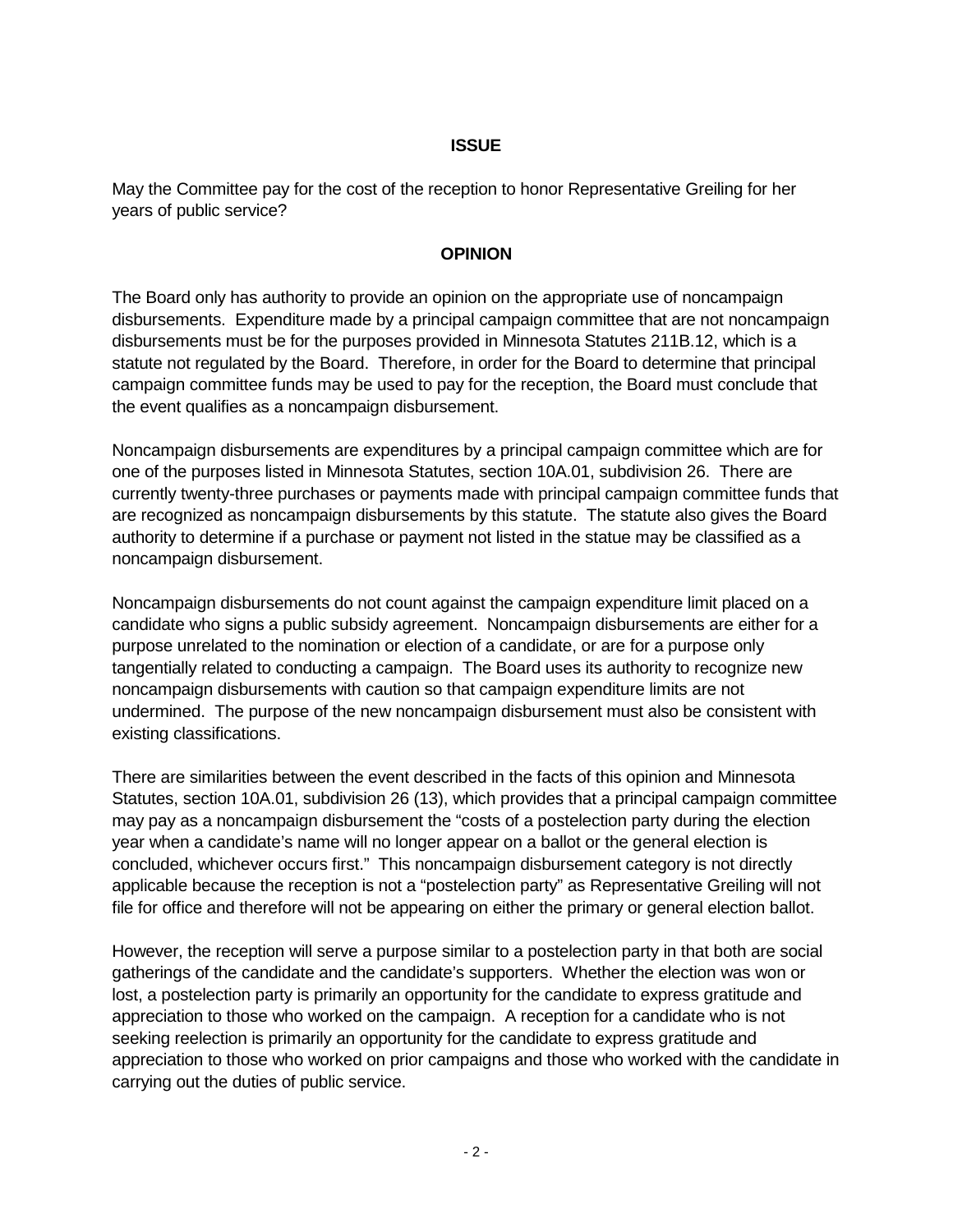## ISSUE

May the Committee pay for the cost of the reception to honor Representative Greiling for her years of public service?

## OPINION

The Board only has authority to provide an opinion on the appropriate use of noncampaign disbursements. Expenditure made by a principal campaign committee that are not noncampaign disbursements must be for the purposes provided in Minnesota Statutes 211B.12, which is a statute not regulated by the Board. Therefore, in order for the Board to determine that principal campaign committee funds may be used to pay for the reception, the Board must conclude that the event qualifies as a noncampaign disbursement.

Noncampaign disbursements are expenditures by a principal campaign committee which are for one of the purposes listed in Minnesota Statutes, section 10A.01, subdivision 26. There are currently twenty-three purchases or payments made with principal campaign committee funds that are recognized as noncampaign disbursements by this statute. The statute also gives the Board authority to determine if a purchase or payment not listed in the statue may be classified as a noncampaign disbursement.

Noncampaign disbursements do not count against the campaign expenditure limit placed on a candidate who signs a public subsidy agreement. Noncampaign disbursements are either for a purpose unrelated to the nomination or election of a candidate, or are for a purpose only tangentially related to conducting a campaign. The Board uses its authority to recognize new noncampaign disbursements with caution so that campaign expenditure limits are not undermined. The purpose of the new noncampaign disbursement must also be consistent with existing classifications.

There are similarities between the event described in the facts of this opinion and Minnesota Statutes, section 10A.01, subdivision 26 (13), which provides that a principal campaign committee may pay as a noncampaign disbursement the "costs of a postelection party during the election year when a candidate's name will no longer appear on a ballot or the general election is concluded, whichever occurs first." This noncampaign disbursement category is not directly applicable because the reception is not a "postelection party" as Representative Greiling will not file for office and therefore will not be appearing on either the primary or general election ballot.

However, the reception will serve a purpose similar to a postelection party in that both are social gatherings of the candidate and the candidate's supporters. Whether the election was won or lost, a postelection party is primarily an opportunity for the candidate to express gratitude and appreciation to those who worked on the campaign. A reception for a candidate who is not seeking reelection is primarily an opportunity for the candidate to express gratitude and appreciation to those who worked on prior campaigns and those who worked with the candidate in carrying out the duties of public service.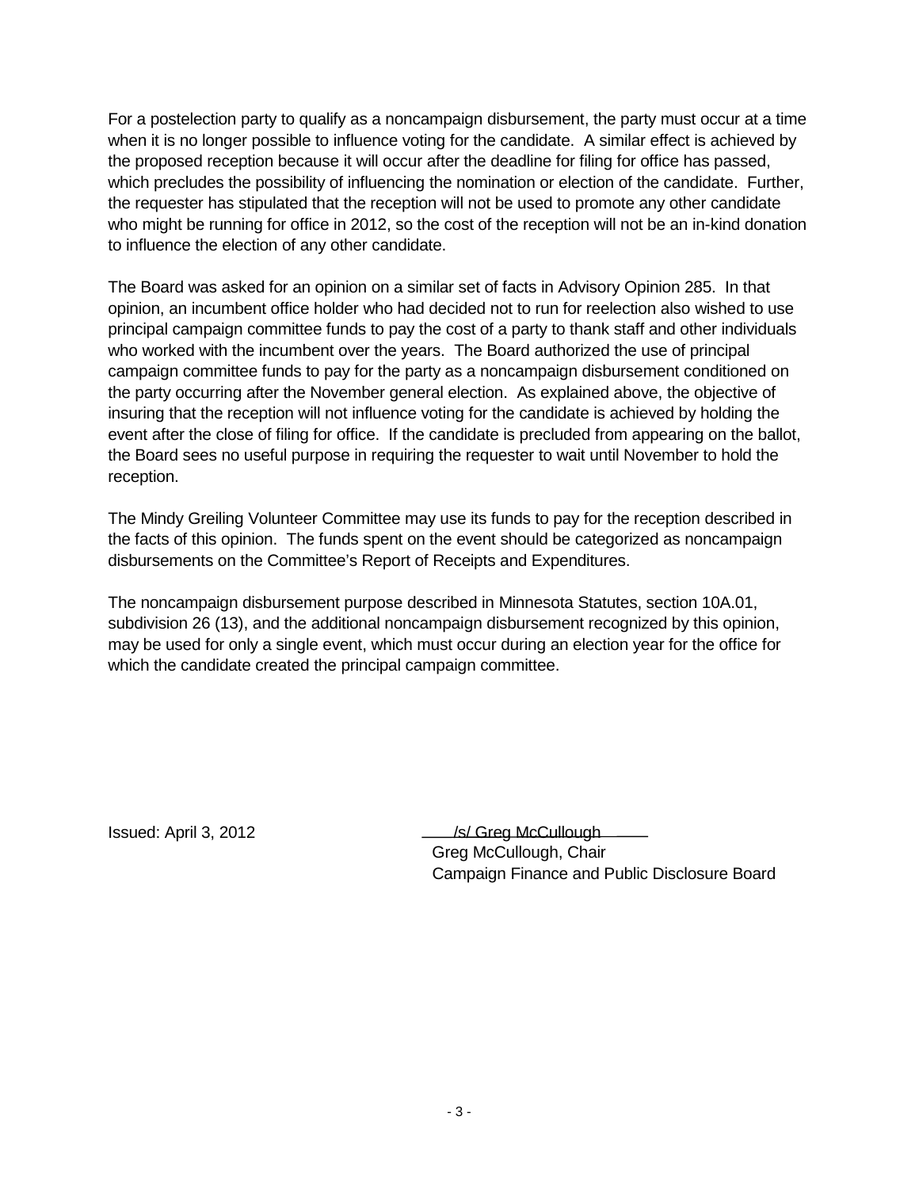For a postelection party to qualify as a noncampaign disbursement, the party must occur at a time when it is no longer possible to influence voting for the candidate. A similar effect is achieved by the proposed reception because it will occur after the deadline for filing for office has passed, which precludes the possibility of influencing the nomination or election of the candidate. Further, the requester has stipulated that the reception will not be used to promote any other candidate who might be running for office in 2012, so the cost of the reception will not be an in-kind donation to influence the election of any other candidate.

The Board was asked for an opinion on a similar set of facts in Advisory Opinion 285. In that opinion, an incumbent office holder who had decided not to run for reelection also wished to use principal campaign committee funds to pay the cost of a party to thank staff and other individuals who worked with the incumbent over the years. The Board authorized the use of principal campaign committee funds to pay for the party as a noncampaign disbursement conditioned on the party occurring after the November general election. As explained above, the objective of insuring that the reception will not influence voting for the candidate is achieved by holding the event after the close of filing for office. If the candidate is precluded from appearing on the ballot, the Board sees no useful purpose in requiring the requester to wait until November to hold the reception.

The Mindy Greiling Volunteer Committee may use its funds to pay for the reception described in the facts of this opinion. The funds spent on the event should be categorized as noncampaign disbursements on the Committee's Report of Receipts and Expenditures.

The noncampaign disbursement purpose described in Minnesota Statutes, section 10A.01, subdivision 26 (13), and the additional noncampaign disbursement recognized by this opinion, may be used for only a single event, which must occur during an election year for the office for which the candidate created the principal campaign committee.

Issued: April 3, 2012

/s/ Greg McCullough
Greg McCullough, Chair
Campaign Finance and Public Disclosure Board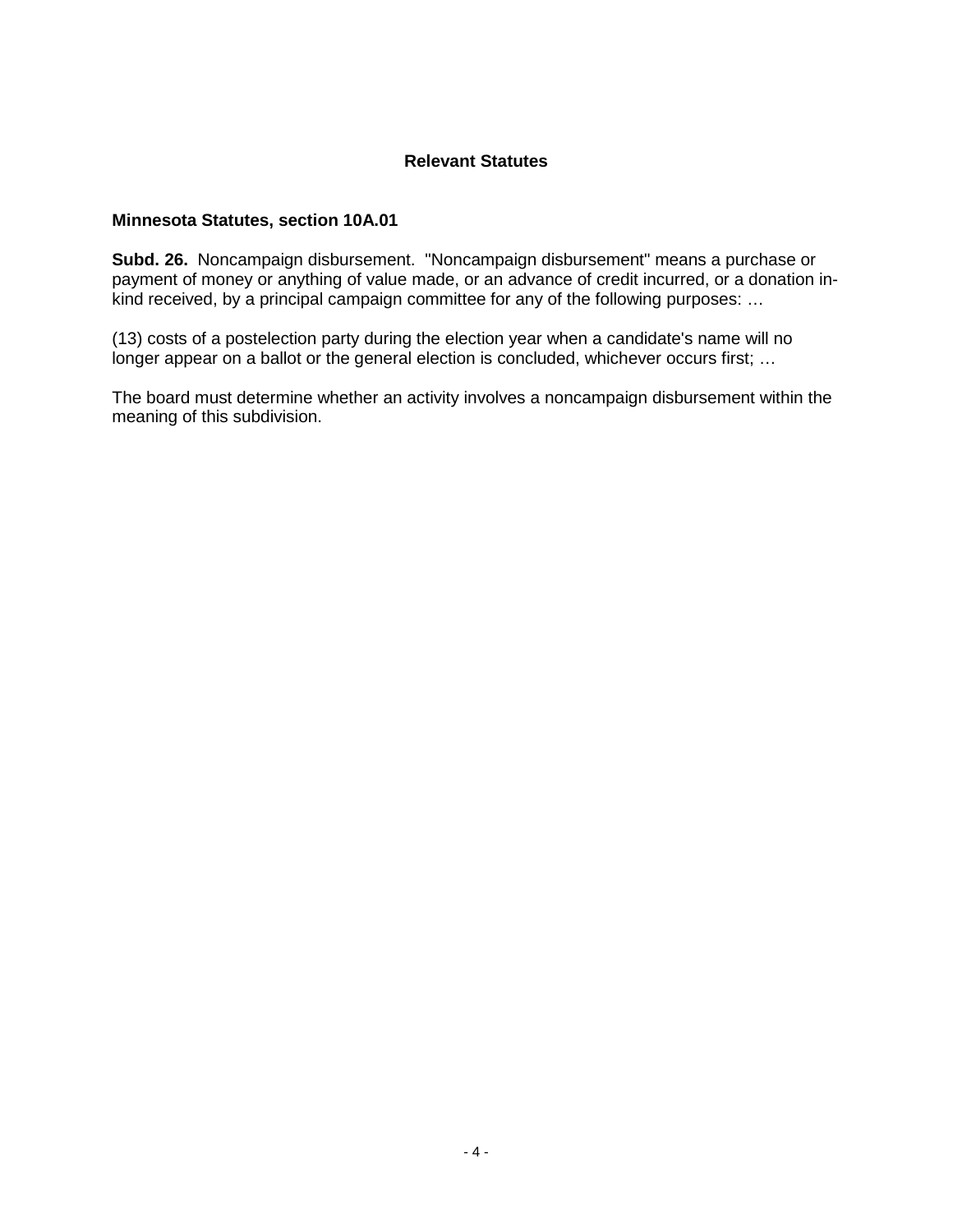## Relevant Statutes

### Minnesota Statutes, section 10A.01

**Subd. 26.** Noncampaign disbursement. "Noncampaign disbursement" means a purchase or payment of money or anything of value made, or an advance of credit incurred, or a donation in-kind received, by a principal campaign committee for any of the following purposes: …

(13) costs of a postelection party during the election year when a candidate's name will no longer appear on a ballot or the general election is concluded, whichever occurs first; …

The board must determine whether an activity involves a noncampaign disbursement within the meaning of this subdivision.